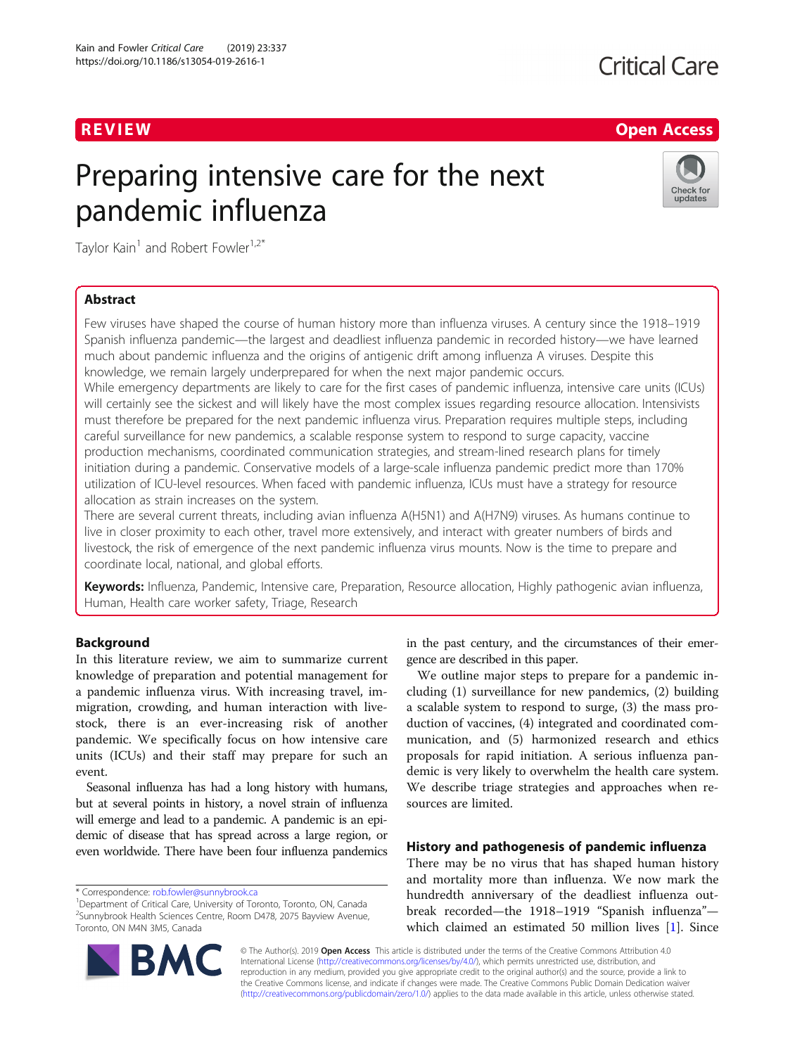REVIEW Open Access

# Preparing intensive care for the next pandemic influenza

Taylor Kain[1] and Robert Fowler[1,2*]

## Abstract

Few viruses have shaped the course of human history more than influenza viruses. A century since the 1918–1919 Spanish influenza pandemic—the largest and deadliest influenza pandemic in recorded history—we have learned much about pandemic influenza and the origins of antigenic drift among influenza A viruses. Despite this knowledge, we remain largely underprepared for when the next major pandemic occurs.

While emergency departments are likely to care for the first cases of pandemic influenza, intensive care units (ICUs) will certainly see the sickest and will likely have the most complex issues regarding resource allocation. Intensivists must therefore be prepared for the next pandemic influenza virus. Preparation requires multiple steps, including careful surveillance for new pandemics, a scalable response system to respond to surge capacity, vaccine production mechanisms, coordinated communication strategies, and stream-lined research plans for timely initiation during a pandemic. Conservative models of a large-scale influenza pandemic predict more than 170% utilization of ICU-level resources. When faced with pandemic influenza, ICUs must have a strategy for resource allocation as strain increases on the system.

There are several current threats, including avian influenza A(H5N1) and A(H7N9) viruses. As humans continue to live in closer proximity to each other, travel more extensively, and interact with greater numbers of birds and livestock, the risk of emergence of the next pandemic influenza virus mounts. Now is the time to prepare and coordinate local, national, and global efforts.

**Keywords:** Influenza, Pandemic, Intensive care, Preparation, Resource allocation, Highly pathogenic avian influenza, Human, Health care worker safety, Triage, Research

## Background

In this literature review, we aim to summarize current knowledge of preparation and potential management for a pandemic influenza virus. With increasing travel, immigration, crowding, and human interaction with livestock, there is an ever-increasing risk of another pandemic. We specifically focus on how intensive care units (ICUs) and their staff may prepare for such an event.

Seasonal influenza has had a long history with humans, but at several points in history, a novel strain of influenza will emerge and lead to a pandemic. A pandemic is an epidemic of disease that has spread across a large region, or even worldwide. There have been four influenza pandemics in the past century, and the circumstances of their emergence are described in this paper.

We outline major steps to prepare for a pandemic including (1) surveillance for new pandemics, (2) building a scalable system to respond to surge, (3) the mass production of vaccines, (4) integrated and coordinated communication, and (5) harmonized research and ethics proposals for rapid initiation. A serious influenza pandemic is very likely to overwhelm the health care system. We describe triage strategies and approaches when resources are limited.

## History and pathogenesis of pandemic influenza

There may be no virus that has shaped human history and mortality more than influenza. We now mark the hundredth anniversary of the deadliest influenza outbreak recorded—the 1918–1919 "Spanish influenza"—which claimed an estimated 50 million lives [1]. Since

* Correspondence: rob.fowler@sunnybrook.ca
[1]Department of Critical Care, University of Toronto, Toronto, ON, Canada
[2]Sunnybrook Health Sciences Centre, Room D478, 2075 Bayview Avenue, Toronto, ON M4N 3M5, Canada

© The Author(s). 2019 **Open Access** This article is distributed under the terms of the Creative Commons Attribution 4.0 International License (http://creativecommons.org/licenses/by/4.0/), which permits unrestricted use, distribution, and reproduction in any medium, provided you give appropriate credit to the original author(s) and the source, provide a link to the Creative Commons license, and indicate if changes were made. The Creative Commons Public Domain Dedication waiver (http://creativecommons.org/publicdomain/zero/1.0/) applies to the data made available in this article, unless otherwise stated.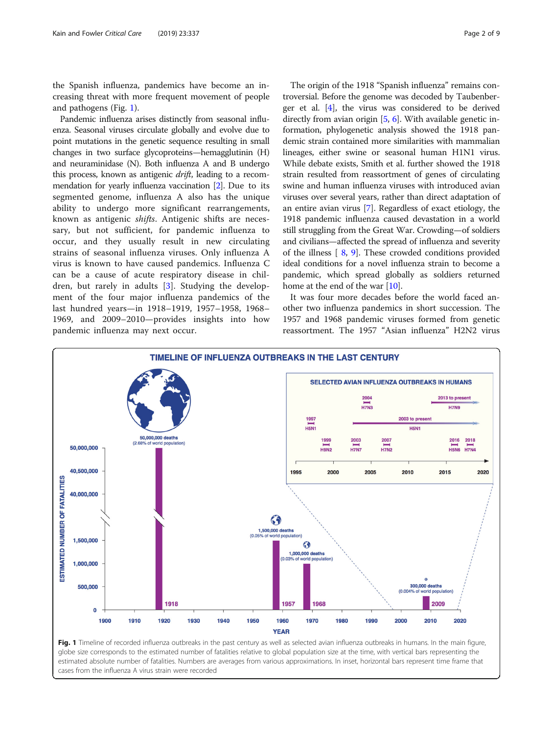the Spanish influenza, pandemics have become an increasing threat with more frequent movement of people and pathogens (Fig. 1).

Pandemic influenza arises distinctly from seasonal influenza. Seasonal viruses circulate globally and evolve due to point mutations in the genetic sequence resulting in small changes in two surface glycoproteins—hemagglutinin (H) and neuraminidase (N). Both influenza A and B undergo this process, known as antigenic *drift*, leading to a recommendation for yearly influenza vaccination [2]. Due to its segmented genome, influenza A also has the unique ability to undergo more significant rearrangements, known as antigenic *shifts*. Antigenic shifts are necessary, but not sufficient, for pandemic influenza to occur, and they usually result in new circulating strains of seasonal influenza viruses. Only influenza A virus is known to have caused pandemics. Influenza C can be a cause of acute respiratory disease in children, but rarely in adults [3]. Studying the development of the four major influenza pandemics of the last hundred years—in 1918–1919, 1957–1958, 1968–1969, and 2009–2010—provides insights into how pandemic influenza may next occur.

The origin of the 1918 "Spanish influenza" remains controversial. Before the genome was decoded by Taubenberger et al. [4], the virus was considered to be derived directly from avian origin [5, 6]. With available genetic information, phylogenetic analysis showed the 1918 pandemic strain contained more similarities with mammalian lineages, either swine or seasonal human H1N1 virus. While debate exists, Smith et al. further showed the 1918 strain resulted from reassortment of genes of circulating swine and human influenza viruses with introduced avian viruses over several years, rather than direct adaptation of an entire avian virus [7]. Regardless of exact etiology, the 1918 pandemic influenza caused devastation in a world still struggling from the Great War. Crowding—of soldiers and civilians—affected the spread of influenza and severity of the illness [8, 9]. These crowded conditions provided ideal conditions for a novel influenza strain to become a pandemic, which spread globally as soldiers returned home at the end of the war [10].

It was four more decades before the world faced another two influenza pandemics in short succession. The 1957 and 1968 pandemic viruses formed from genetic reassortment. The 1957 "Asian influenza" H2N2 virus

**Fig. 1** Timeline of recorded influenza outbreaks in the past century as well as selected avian influenza outbreaks in humans. In the main figure, globe size corresponds to the estimated number of fatalities relative to global population size at the time, with vertical bars representing the estimated absolute number of fatalities. Numbers are averages from various approximations. In inset, horizontal bars represent time frame that cases from the influenza A virus strain were recorded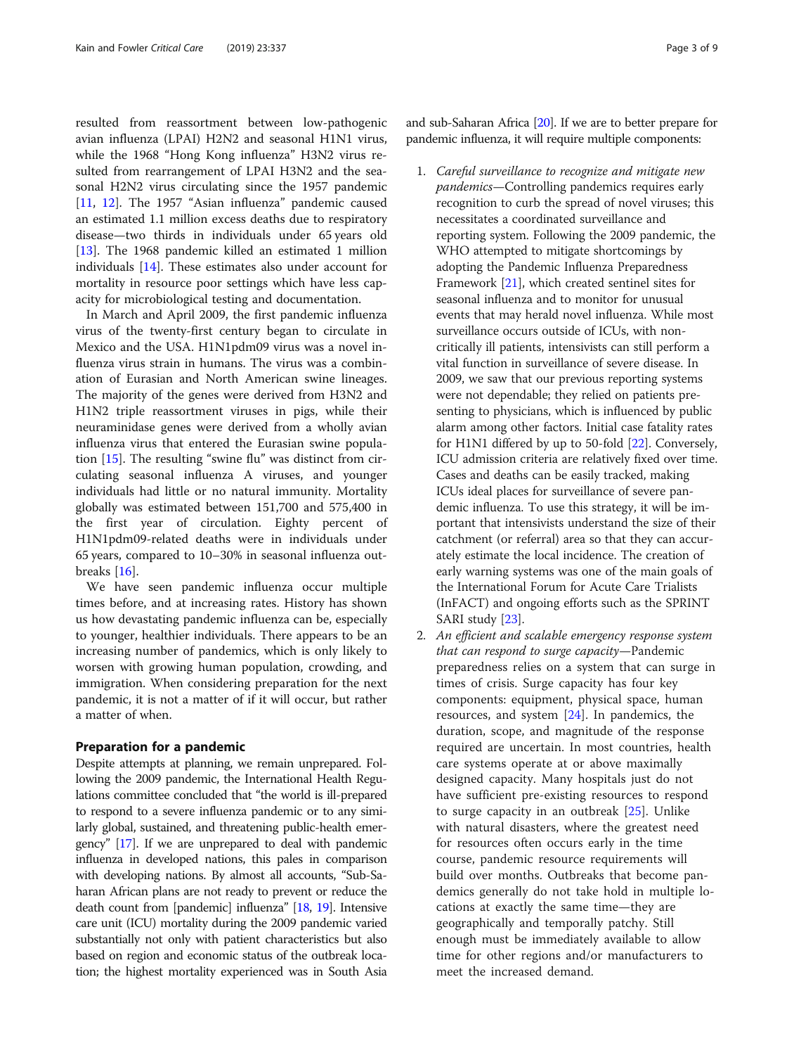resulted from reassortment between low-pathogenic avian influenza (LPAI) H2N2 and seasonal H1N1 virus, while the 1968 "Hong Kong influenza" H3N2 virus resulted from rearrangement of LPAI H3N2 and the seasonal H2N2 virus circulating since the 1957 pandemic [11, 12]. The 1957 "Asian influenza" pandemic caused an estimated 1.1 million excess deaths due to respiratory disease—two thirds in individuals under 65 years old [13]. The 1968 pandemic killed an estimated 1 million individuals [14]. These estimates also under account for mortality in resource poor settings which have less capacity for microbiological testing and documentation.

In March and April 2009, the first pandemic influenza virus of the twenty-first century began to circulate in Mexico and the USA. H1N1pdm09 virus was a novel influenza virus strain in humans. The virus was a combination of Eurasian and North American swine lineages. The majority of the genes were derived from H3N2 and H1N2 triple reassortment viruses in pigs, while their neuraminidase genes were derived from a wholly avian influenza virus that entered the Eurasian swine population [15]. The resulting "swine flu" was distinct from circulating seasonal influenza A viruses, and younger individuals had little or no natural immunity. Mortality globally was estimated between 151,700 and 575,400 in the first year of circulation. Eighty percent of H1N1pdm09-related deaths were in individuals under 65 years, compared to 10–30% in seasonal influenza outbreaks [16].

We have seen pandemic influenza occur multiple times before, and at increasing rates. History has shown us how devastating pandemic influenza can be, especially to younger, healthier individuals. There appears to be an increasing number of pandemics, which is only likely to worsen with growing human population, crowding, and immigration. When considering preparation for the next pandemic, it is not a matter of if it will occur, but rather a matter of when.

## Preparation for a pandemic

Despite attempts at planning, we remain unprepared. Following the 2009 pandemic, the International Health Regulations committee concluded that "the world is ill-prepared to respond to a severe influenza pandemic or to any similarly global, sustained, and threatening public-health emergency" [17]. If we are unprepared to deal with pandemic influenza in developed nations, this pales in comparison with developing nations. By almost all accounts, "Sub-Saharan African plans are not ready to prevent or reduce the death count from [pandemic] influenza" [18, 19]. Intensive care unit (ICU) mortality during the 2009 pandemic varied substantially not only with patient characteristics but also based on region and economic status of the outbreak location; the highest mortality experienced was in South Asia and sub-Saharan Africa [20]. If we are to better prepare for pandemic influenza, it will require multiple components:

1. *Careful surveillance to recognize and mitigate new pandemics*—Controlling pandemics requires early recognition to curb the spread of novel viruses; this necessitates a coordinated surveillance and reporting system. Following the 2009 pandemic, the WHO attempted to mitigate shortcomings by adopting the Pandemic Influenza Preparedness Framework [21], which created sentinel sites for seasonal influenza and to monitor for unusual events that may herald novel influenza. While most surveillance occurs outside of ICUs, with non-critically ill patients, intensivists can still perform a vital function in surveillance of severe disease. In 2009, we saw that our previous reporting systems were not dependable; they relied on patients presenting to physicians, which is influenced by public alarm among other factors. Initial case fatality rates for H1N1 differed by up to 50-fold [22]. Conversely, ICU admission criteria are relatively fixed over time. Cases and deaths can be easily tracked, making ICUs ideal places for surveillance of severe pandemic influenza. To use this strategy, it will be important that intensivists understand the size of their catchment (or referral) area so that they can accurately estimate the local incidence. The creation of early warning systems was one of the main goals of the International Forum for Acute Care Trialists (InFACT) and ongoing efforts such as the SPRINT SARI study [23].
2. *An efficient and scalable emergency response system that can respond to surge capacity*—Pandemic preparedness relies on a system that can surge in times of crisis. Surge capacity has four key components: equipment, physical space, human resources, and system [24]. In pandemics, the duration, scope, and magnitude of the response required are uncertain. In most countries, health care systems operate at or above maximally designed capacity. Many hospitals just do not have sufficient pre-existing resources to respond to surge capacity in an outbreak [25]. Unlike with natural disasters, where the greatest need for resources often occurs early in the time course, pandemic resource requirements will build over months. Outbreaks that become pandemics generally do not take hold in multiple locations at exactly the same time—they are geographically and temporally patchy. Still enough must be immediately available to allow time for other regions and/or manufacturers to meet the increased demand.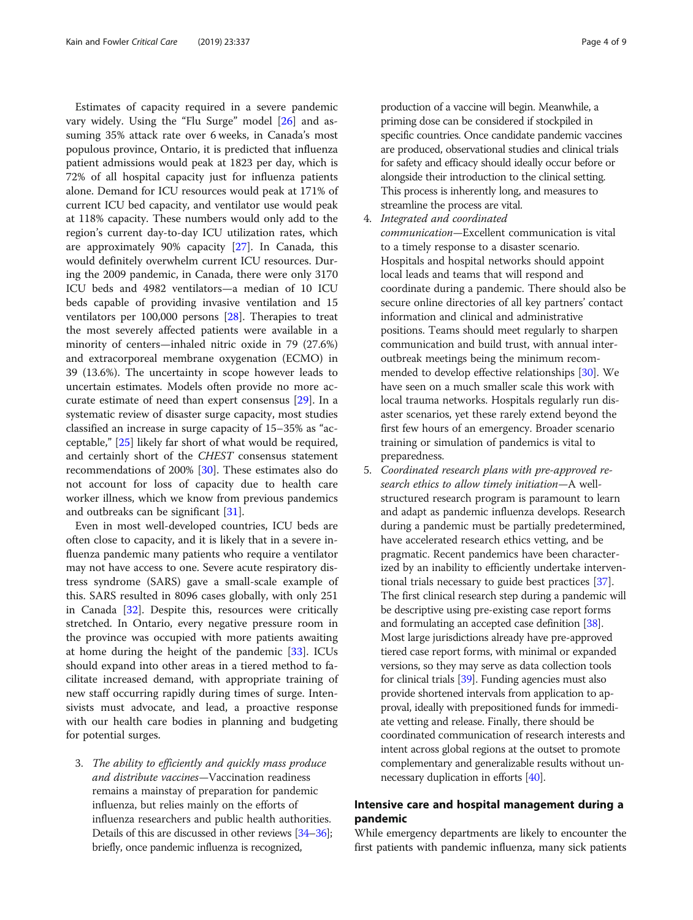Estimates of capacity required in a severe pandemic vary widely. Using the "Flu Surge" model [26] and assuming 35% attack rate over 6 weeks, in Canada's most populous province, Ontario, it is predicted that influenza patient admissions would peak at 1823 per day, which is 72% of all hospital capacity just for influenza patients alone. Demand for ICU resources would peak at 171% of current ICU bed capacity, and ventilator use would peak at 118% capacity. These numbers would only add to the region's current day-to-day ICU utilization rates, which are approximately 90% capacity [27]. In Canada, this would definitely overwhelm current ICU resources. During the 2009 pandemic, in Canada, there were only 3170 ICU beds and 4982 ventilators—a median of 10 ICU beds capable of providing invasive ventilation and 15 ventilators per 100,000 persons [28]. Therapies to treat the most severely affected patients were available in a minority of centers—inhaled nitric oxide in 79 (27.6%) and extracorporeal membrane oxygenation (ECMO) in 39 (13.6%). The uncertainty in scope however leads to uncertain estimates. Models often provide no more accurate estimate of need than expert consensus [29]. In a systematic review of disaster surge capacity, most studies classified an increase in surge capacity of 15–35% as "acceptable," [25] likely far short of what would be required, and certainly short of the *CHEST* consensus statement recommendations of 200% [30]. These estimates also do not account for loss of capacity due to health care worker illness, which we know from previous pandemics and outbreaks can be significant [31].

Even in most well-developed countries, ICU beds are often close to capacity, and it is likely that in a severe influenza pandemic many patients who require a ventilator may not have access to one. Severe acute respiratory distress syndrome (SARS) gave a small-scale example of this. SARS resulted in 8096 cases globally, with only 251 in Canada [32]. Despite this, resources were critically stretched. In Ontario, every negative pressure room in the province was occupied with more patients awaiting at home during the height of the pandemic [33]. ICUs should expand into other areas in a tiered method to facilitate increased demand, with appropriate training of new staff occurring rapidly during times of surge. Intensivists must advocate, and lead, a proactive response with our health care bodies in planning and budgeting for potential surges.

3. *The ability to efficiently and quickly mass produce and distribute vaccines*—Vaccination readiness remains a mainstay of preparation for pandemic influenza, but relies mainly on the efforts of influenza researchers and public health authorities. Details of this are discussed in other reviews [34–36]; briefly, once pandemic influenza is recognized, production of a vaccine will begin. Meanwhile, a priming dose can be considered if stockpiled in specific countries. Once candidate pandemic vaccines are produced, observational studies and clinical trials for safety and efficacy should ideally occur before or alongside their introduction to the clinical setting. This process is inherently long, and measures to streamline the process are vital.
4. *Integrated and coordinated communication*—Excellent communication is vital to a timely response to a disaster scenario. Hospitals and hospital networks should appoint local leads and teams that will respond and coordinate during a pandemic. There should also be secure online directories of all key partners' contact information and clinical and administrative positions. Teams should meet regularly to sharpen communication and build trust, with annual inter-outbreak meetings being the minimum recommended to develop effective relationships [30]. We have seen on a much smaller scale this work with local trauma networks. Hospitals regularly run disaster scenarios, yet these rarely extend beyond the first few hours of an emergency. Broader scenario training or simulation of pandemics is vital to preparedness.
5. *Coordinated research plans with pre-approved research ethics to allow timely initiation*—A well-structured research program is paramount to learn and adapt as pandemic influenza develops. Research during a pandemic must be partially predetermined, have accelerated research ethics vetting, and be pragmatic. Recent pandemics have been characterized by an inability to efficiently undertake interventional trials necessary to guide best practices [37]. The first clinical research step during a pandemic will be descriptive using pre-existing case report forms and formulating an accepted case definition [38]. Most large jurisdictions already have pre-approved tiered case report forms, with minimal or expanded versions, so they may serve as data collection tools for clinical trials [39]. Funding agencies must also provide shortened intervals from application to approval, ideally with prepositioned funds for immediate vetting and release. Finally, there should be coordinated communication of research interests and intent across global regions at the outset to promote complementary and generalizable results without unnecessary duplication in efforts [40].

## Intensive care and hospital management during a pandemic

While emergency departments are likely to encounter the first patients with pandemic influenza, many sick patients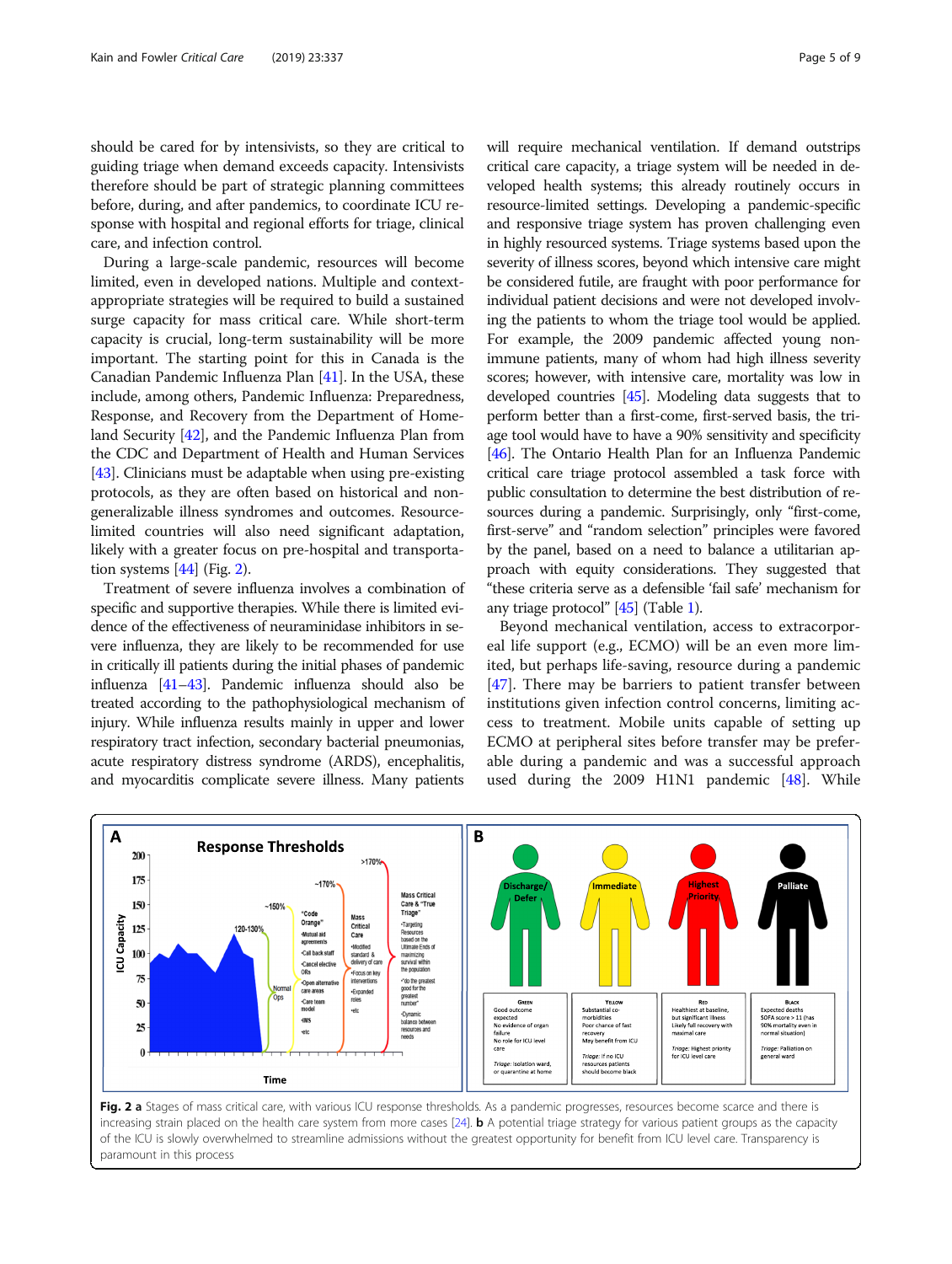should be cared for by intensivists, so they are critical to guiding triage when demand exceeds capacity. Intensivists therefore should be part of strategic planning committees before, during, and after pandemics, to coordinate ICU response with hospital and regional efforts for triage, clinical care, and infection control.

During a large-scale pandemic, resources will become limited, even in developed nations. Multiple and context-appropriate strategies will be required to build a sustained surge capacity for mass critical care. While short-term capacity is crucial, long-term sustainability will be more important. The starting point for this in Canada is the Canadian Pandemic Influenza Plan [41]. In the USA, these include, among others, Pandemic Influenza: Preparedness, Response, and Recovery from the Department of Homeland Security [42], and the Pandemic Influenza Plan from the CDC and Department of Health and Human Services [43]. Clinicians must be adaptable when using pre-existing protocols, as they are often based on historical and non-generalizable illness syndromes and outcomes. Resource-limited countries will also need significant adaptation, likely with a greater focus on pre-hospital and transportation systems [44] (Fig. 2).

Treatment of severe influenza involves a combination of specific and supportive therapies. While there is limited evidence of the effectiveness of neuraminidase inhibitors in severe influenza, they are likely to be recommended for use in critically ill patients during the initial phases of pandemic influenza [41–43]. Pandemic influenza should also be treated according to the pathophysiological mechanism of injury. While influenza results mainly in upper and lower respiratory tract infection, secondary bacterial pneumonias, acute respiratory distress syndrome (ARDS), encephalitis, and myocarditis complicate severe illness. Many patients will require mechanical ventilation. If demand outstrips critical care capacity, a triage system will be needed in developed health systems; this already routinely occurs in resource-limited settings. Developing a pandemic-specific and responsive triage system has proven challenging even in highly resourced systems. Triage systems based upon the severity of illness scores, beyond which intensive care might be considered futile, are fraught with poor performance for individual patient decisions and were not developed involving the patients to whom the triage tool would be applied. For example, the 2009 pandemic affected young non-immune patients, many of whom had high illness severity scores; however, with intensive care, mortality was low in developed countries [45]. Modeling data suggests that to perform better than a first-come, first-served basis, the triage tool would have to have a 90% sensitivity and specificity [46]. The Ontario Health Plan for an Influenza Pandemic critical care triage protocol assembled a task force with public consultation to determine the best distribution of resources during a pandemic. Surprisingly, only "first-come, first-serve" and "random selection" principles were favored by the panel, based on a need to balance a utilitarian approach with equity considerations. They suggested that "these criteria serve as a defensible 'fail safe' mechanism for any triage protocol" [45] (Table 1).

Beyond mechanical ventilation, access to extracorporeal life support (e.g., ECMO) will be an even more limited, but perhaps life-saving, resource during a pandemic [47]. There may be barriers to patient transfer between institutions given infection control concerns, limiting access to treatment. Mobile units capable of setting up ECMO at peripheral sites before transfer may be preferable during a pandemic and was a successful approach used during the 2009 H1N1 pandemic [48]. While

**Fig. 2** **a** Stages of mass critical care, with various ICU response thresholds. As a pandemic progresses, resources become scarce and there is increasing strain placed on the health care system from more cases [24]. **b** A potential triage strategy for various patient groups as the capacity of the ICU is slowly overwhelmed to streamline admissions without the greatest opportunity for benefit from ICU level care. Transparency is paramount in this process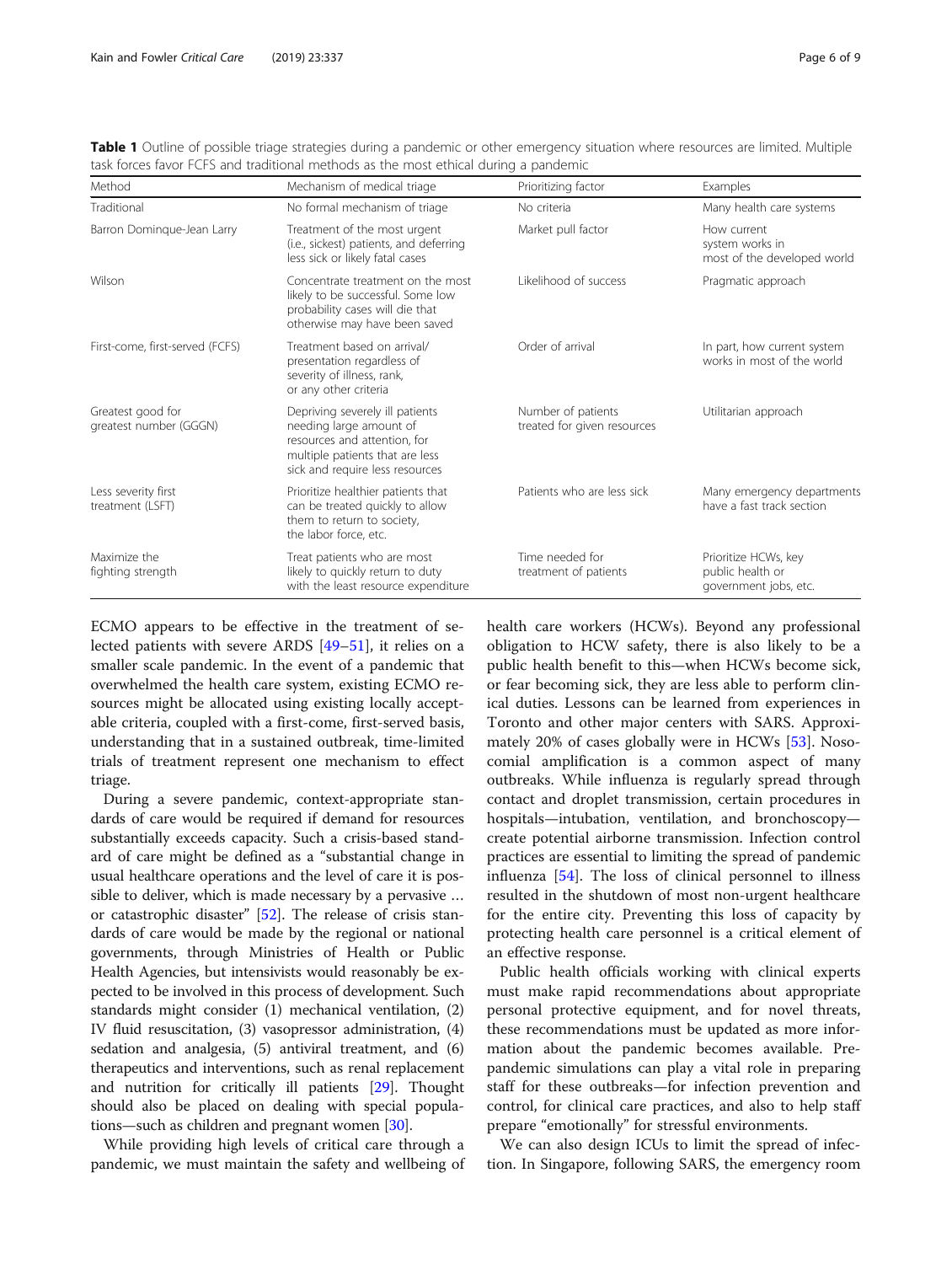**Table 1** Outline of possible triage strategies during a pandemic or other emergency situation where resources are limited. Multiple task forces favor FCFS and traditional methods as the most ethical during a pandemic

| Method | Mechanism of medical triage | Prioritizing factor | Examples |
| --- | --- | --- | --- |
| Traditional | No formal mechanism of triage | No criteria | Many health care systems |
| Barron Dominque-Jean Larry | Treatment of the most urgent (i.e., sickest) patients, and deferring less sick or likely fatal cases | Market pull factor | How current system works in most of the developed world |
| Wilson | Concentrate treatment on the most likely to be successful. Some low probability cases will die that otherwise may have been saved | Likelihood of success | Pragmatic approach |
| First-come, first-served (FCFS) | Treatment based on arrival/presentation regardless of severity of illness, rank, or any other criteria | Order of arrival | In part, how current system works in most of the world |
| Greatest good for greatest number (GGGN) | Depriving severely ill patients needing large amount of resources and attention, for multiple patients that are less sick and require less resources | Number of patients treated for given resources | Utilitarian approach |
| Less severity first treatment (LSFT) | Prioritize healthier patients that can be treated quickly to allow them to return to society, the labor force, etc. | Patients who are less sick | Many emergency departments have a fast track section |
| Maximize the fighting strength | Treat patients who are most likely to quickly return to duty with the least resource expenditure | Time needed for treatment of patients | Prioritize HCWs, key public health or government jobs, etc. |

ECMO appears to be effective in the treatment of selected patients with severe ARDS [49–51], it relies on a smaller scale pandemic. In the event of a pandemic that overwhelmed the health care system, existing ECMO resources might be allocated using existing locally acceptable criteria, coupled with a first-come, first-served basis, understanding that in a sustained outbreak, time-limited trials of treatment represent one mechanism to effect triage.

During a severe pandemic, context-appropriate standards of care would be required if demand for resources substantially exceeds capacity. Such a crisis-based standard of care might be defined as a "substantial change in usual healthcare operations and the level of care it is possible to deliver, which is made necessary by a pervasive … or catastrophic disaster" [52]. The release of crisis standards of care would be made by the regional or national governments, through Ministries of Health or Public Health Agencies, but intensivists would reasonably be expected to be involved in this process of development. Such standards might consider (1) mechanical ventilation, (2) IV fluid resuscitation, (3) vasopressor administration, (4) sedation and analgesia, (5) antiviral treatment, and (6) therapeutics and interventions, such as renal replacement and nutrition for critically ill patients [29]. Thought should also be placed on dealing with special populations—such as children and pregnant women [30].

While providing high levels of critical care through a pandemic, we must maintain the safety and wellbeing of health care workers (HCWs). Beyond any professional obligation to HCW safety, there is also likely to be a public health benefit to this—when HCWs become sick, or fear becoming sick, they are less able to perform clinical duties. Lessons can be learned from experiences in Toronto and other major centers with SARS. Approximately 20% of cases globally were in HCWs [53]. Nosocomial amplification is a common aspect of many outbreaks. While influenza is regularly spread through contact and droplet transmission, certain procedures in hospitals—intubation, ventilation, and bronchoscopy—create potential airborne transmission. Infection control practices are essential to limiting the spread of pandemic influenza [54]. The loss of clinical personnel to illness resulted in the shutdown of most non-urgent healthcare for the entire city. Preventing this loss of capacity by protecting health care personnel is a critical element of an effective response.

Public health officials working with clinical experts must make rapid recommendations about appropriate personal protective equipment, and for novel threats, these recommendations must be updated as more information about the pandemic becomes available. Pre-pandemic simulations can play a vital role in preparing staff for these outbreaks—for infection prevention and control, for clinical care practices, and also to help staff prepare "emotionally" for stressful environments.

We can also design ICUs to limit the spread of infection. In Singapore, following SARS, the emergency room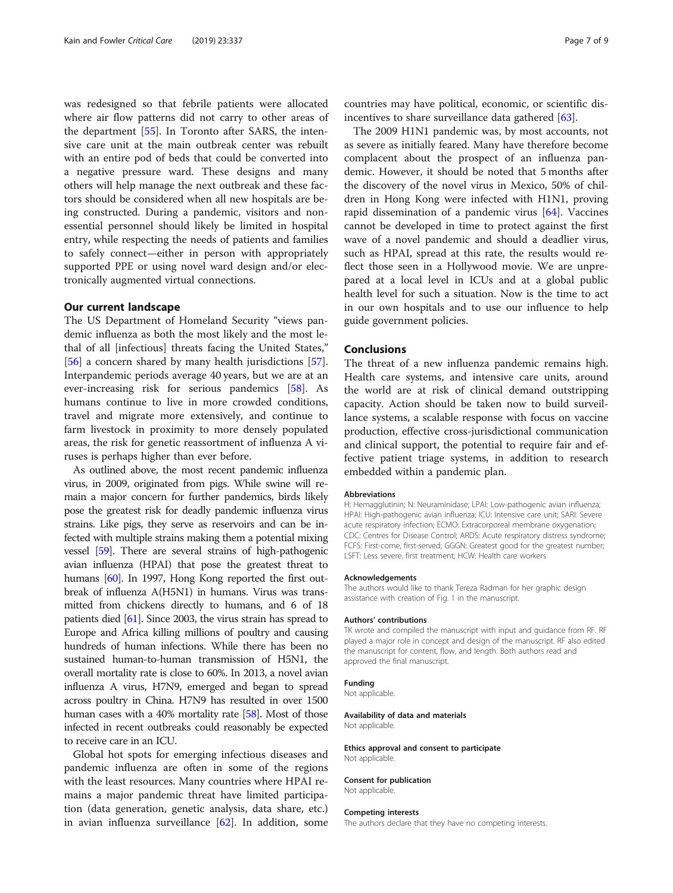was redesigned so that febrile patients were allocated where air flow patterns did not carry to other areas of the department [55]. In Toronto after SARS, the intensive care unit at the main outbreak center was rebuilt with an entire pod of beds that could be converted into a negative pressure ward. These designs and many others will help manage the next outbreak and these factors should be considered when all new hospitals are being constructed. During a pandemic, visitors and non-essential personnel should likely be limited in hospital entry, while respecting the needs of patients and families to safely connect—either in person with appropriately supported PPE or using novel ward design and/or electronically augmented virtual connections.

## Our current landscape

The US Department of Homeland Security "views pandemic influenza as both the most likely and the most lethal of all [infectious] threats facing the United States," [56] a concern shared by many health jurisdictions [57]. Interpandemic periods average 40 years, but we are at an ever-increasing risk for serious pandemics [58]. As humans continue to live in more crowded conditions, travel and migrate more extensively, and continue to farm livestock in proximity to more densely populated areas, the risk for genetic reassortment of influenza A viruses is perhaps higher than ever before.

As outlined above, the most recent pandemic influenza virus, in 2009, originated from pigs. While swine will remain a major concern for further pandemics, birds likely pose the greatest risk for deadly pandemic influenza virus strains. Like pigs, they serve as reservoirs and can be infected with multiple strains making them a potential mixing vessel [59]. There are several strains of high-pathogenic avian influenza (HPAI) that pose the greatest threat to humans [60]. In 1997, Hong Kong reported the first outbreak of influenza A(H5N1) in humans. Virus was transmitted from chickens directly to humans, and 6 of 18 patients died [61]. Since 2003, the virus strain has spread to Europe and Africa killing millions of poultry and causing hundreds of human infections. While there has been no sustained human-to-human transmission of H5N1, the overall mortality rate is close to 60%. In 2013, a novel avian influenza A virus, H7N9, emerged and began to spread across poultry in China. H7N9 has resulted in over 1500 human cases with a 40% mortality rate [58]. Most of those infected in recent outbreaks could reasonably be expected to receive care in an ICU.

Global hot spots for emerging infectious diseases and pandemic influenza are often in some of the regions with the least resources. Many countries where HPAI remains a major pandemic threat have limited participation (data generation, genetic analysis, data share, etc.) in avian influenza surveillance [62]. In addition, some countries may have political, economic, or scientific disincentives to share surveillance data gathered [63].

The 2009 H1N1 pandemic was, by most accounts, not as severe as initially feared. Many have therefore become complacent about the prospect of an influenza pandemic. However, it should be noted that 5 months after the discovery of the novel virus in Mexico, 50% of children in Hong Kong were infected with H1N1, proving rapid dissemination of a pandemic virus [64]. Vaccines cannot be developed in time to protect against the first wave of a novel pandemic and should a deadlier virus, such as HPAI, spread at this rate, the results would reflect those seen in a Hollywood movie. We are unprepared at a local level in ICUs and at a global public health level for such a situation. Now is the time to act in our own hospitals and to use our influence to help guide government policies.

## Conclusions

The threat of a new influenza pandemic remains high. Health care systems, and intensive care units, around the world are at risk of clinical demand outstripping capacity. Action should be taken now to build surveillance systems, a scalable response with focus on vaccine production, effective cross-jurisdictional communication and clinical support, the potential to require fair and effective patient triage systems, in addition to research embedded within a pandemic plan.

### Abbreviations

H: Hemagglutinin; N: Neuraminidase; LPAI: Low-pathogenic avian influenza; HPAI: High-pathogenic avian influenza; ICU: Intensive care unit; SARI: Severe acute respiratory infection; ECMO: Extracorporeal membrane oxygenation; CDC: Centres for Disease Control; ARDS: Acute respiratory distress syndrome; FCFS: First-come, first-served; GGGN: Greatest good for the greatest number; LSFT: Less severe, first treatment; HCW: Health care workers

### Acknowledgements

The authors would like to thank Tereza Radman for her graphic design assistance with creation of Fig. 1 in the manuscript.

### Authors' contributions

TK wrote and compiled the manuscript with input and guidance from RF. RF played a major role in concept and design of the manuscript. RF also edited the manuscript for content, flow, and length. Both authors read and approved the final manuscript.

### Funding

Not applicable.

### Availability of data and materials

Not applicable.

### Ethics approval and consent to participate

Not applicable.

### Consent for publication

Not applicable.

### Competing interests

The authors declare that they have no competing interests.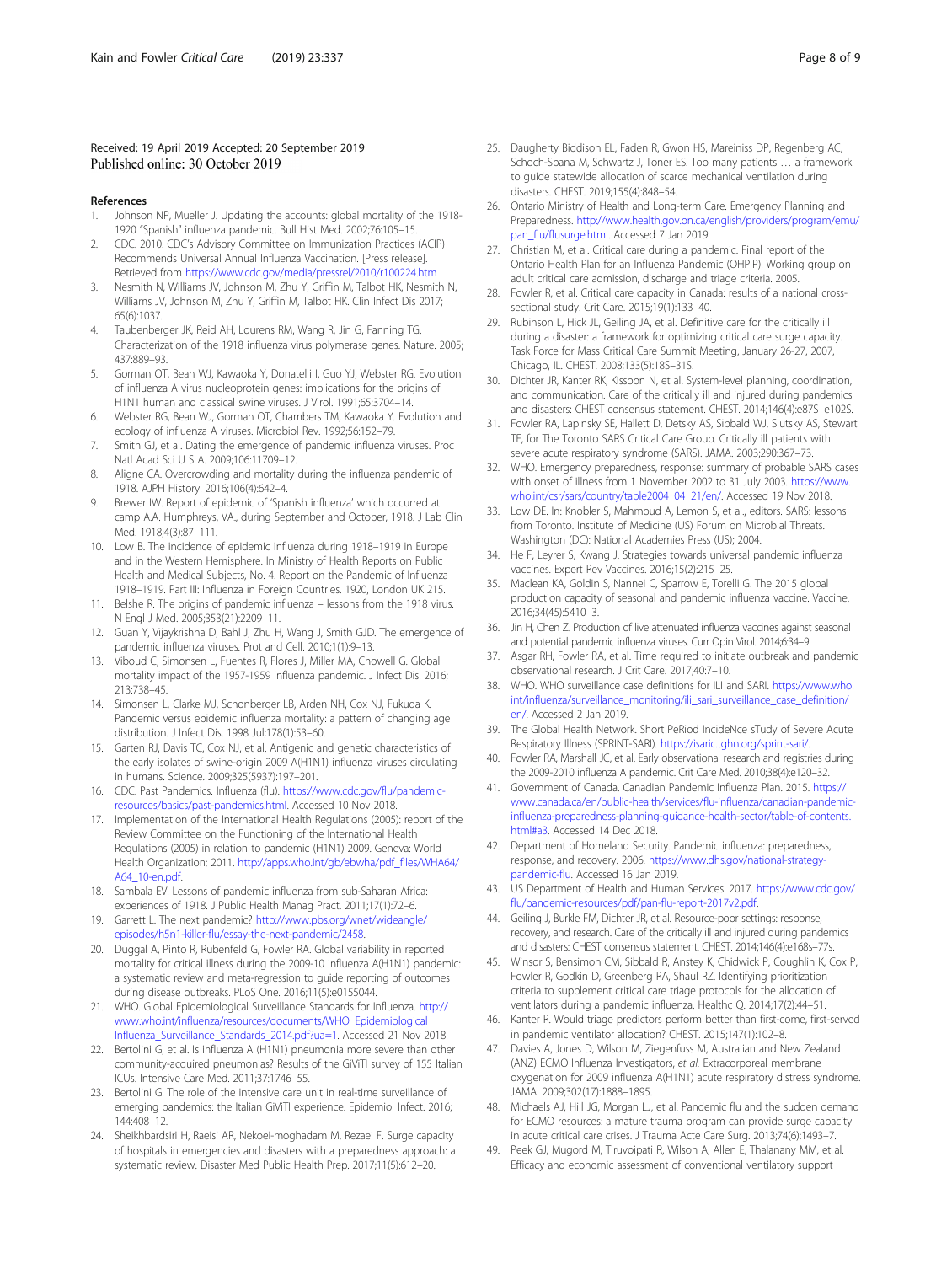Received: 19 April 2019 Accepted: 20 September 2019
Published online: 30 October 2019

## References

1. Johnson NP, Mueller J. Updating the accounts: global mortality of the 1918-1920 "Spanish" influenza pandemic. Bull Hist Med. 2002;76:105–15.
2. CDC. 2010. CDC's Advisory Committee on Immunization Practices (ACIP) Recommends Universal Annual Influenza Vaccination. [Press release]. Retrieved from https://www.cdc.gov/media/pressrel/2010/r100224.htm
3. Nesmith N, Williams JV, Johnson M, Zhu Y, Griffin M, Talbot HK, Nesmith N, Williams JV, Johnson M, Zhu Y, Griffin M, Talbot HK. Clin Infect Dis 2017; 65(6):1037.
4. Taubenberger JK, Reid AH, Lourens RM, Wang R, Jin G, Fanning TG. Characterization of the 1918 influenza virus polymerase genes. Nature. 2005; 437:889–93.
5. Gorman OT, Bean WJ, Kawaoka Y, Donatelli I, Guo YJ, Webster RG. Evolution of influenza A virus nucleoprotein genes: implications for the origins of H1N1 human and classical swine viruses. J Virol. 1991;65:3704–14.
6. Webster RG, Bean WJ, Gorman OT, Chambers TM, Kawaoka Y. Evolution and ecology of influenza A viruses. Microbiol Rev. 1992;56:152–79.
7. Smith GJ, et al. Dating the emergence of pandemic influenza viruses. Proc Natl Acad Sci U S A. 2009;106:11709–12.
8. Aligne CA. Overcrowding and mortality during the influenza pandemic of 1918. AJPH History. 2016;106(4):642–4.
9. Brewer IW. Report of epidemic of 'Spanish influenza' which occurred at camp A.A. Humphreys, VA., during September and October, 1918. J Lab Clin Med. 1918;4(3):87–111.
10. Low B. The incidence of epidemic influenza during 1918–1919 in Europe and in the Western Hemisphere. In Ministry of Health Reports on Public Health and Medical Subjects, No. 4. Report on the Pandemic of Influenza 1918–1919. Part III: Influenza in Foreign Countries. 1920, London UK 215.
11. Belshe R. The origins of pandemic influenza – lessons from the 1918 virus. N Engl J Med. 2005;353(21):2209–11.
12. Guan Y, Vijaykrishna D, Bahl J, Zhu H, Wang J, Smith GJD. The emergence of pandemic influenza viruses. Prot and Cell. 2010;1(1):9–13.
13. Viboud C, Simonsen L, Fuentes R, Flores J, Miller MA, Chowell G. Global mortality impact of the 1957-1959 influenza pandemic. J Infect Dis. 2016; 213:738–45.
14. Simonsen L, Clarke MJ, Schonberger LB, Arden NH, Cox NJ, Fukuda K. Pandemic versus epidemic influenza mortality: a pattern of changing age distribution. J Infect Dis. 1998 Jul;178(1):53–60.
15. Garten RJ, Davis TC, Cox NJ, et al. Antigenic and genetic characteristics of the early isolates of swine-origin 2009 A(H1N1) influenza viruses circulating in humans. Science. 2009;325(5937):197–201.
16. CDC. Past Pandemics. Influenza (flu). https://www.cdc.gov/flu/pandemic-resources/basics/past-pandemics.html. Accessed 10 Nov 2018.
17. Implementation of the International Health Regulations (2005): report of the Review Committee on the Functioning of the International Health Regulations (2005) in relation to pandemic (H1N1) 2009. Geneva: World Health Organization; 2011. http://apps.who.int/gb/ebwha/pdf_files/WHA64/A64_10-en.pdf.
18. Sambala EV. Lessons of pandemic influenza from sub-Saharan Africa: experiences of 1918. J Public Health Manag Pract. 2011;17(1):72–6.
19. Garrett L. The next pandemic? http://www.pbs.org/wnet/wideangle/episodes/h5n1-killer-flu/essay-the-next-pandemic/2458.
20. Duggal A, Pinto R, Rubenfeld G, Fowler RA. Global variability in reported mortality for critical illness during the 2009-10 influenza A(H1N1) pandemic: a systematic review and meta-regression to guide reporting of outcomes during disease outbreaks. PLoS One. 2016;11(5):e0155044.
21. WHO. Global Epidemiological Surveillance Standards for Influenza. http://www.who.int/influenza/resources/documents/WHO_Epidemiological_Influenza_Surveillance_Standards_2014.pdf?ua=1. Accessed 21 Nov 2018.
22. Bertolini G, et al. Is influenza A (H1N1) pneumonia more severe than other community-acquired pneumonias? Results of the GiViTI survey of 155 Italian ICUs. Intensive Care Med. 2011;37:1746–55.
23. Bertolini G. The role of the intensive care unit in real-time surveillance of emerging pandemics: the Italian GiViTI experience. Epidemiol Infect. 2016; 144:408–12.
24. Sheikhbardsiri H, Raeisi AR, Nekoei-moghadam M, Rezaei F. Surge capacity of hospitals in emergencies and disasters with a preparedness approach: a systematic review. Disaster Med Public Health Prep. 2017;11(5):612–20.
25. Daugherty Biddison EL, Faden R, Gwon HS, Mareiniss DP, Regenberg AC, Schoch-Spana M, Schwartz J, Toner ES. Too many patients … a framework to guide statewide allocation of scarce mechanical ventilation during disasters. CHEST. 2019;155(4):848–54.
26. Ontario Ministry of Health and Long-term Care. Emergency Planning and Preparedness. http://www.health.gov.on.ca/english/providers/program/emu/pan_flu/flusurge.html. Accessed 7 Jan 2019.
27. Christian M, et al. Critical care during a pandemic. Final report of the Ontario Health Plan for an Influenza Pandemic (OHPIP). Working group on adult critical care admission, discharge and triage criteria. 2005.
28. Fowler R, et al. Critical care capacity in Canada: results of a national cross-sectional study. Crit Care. 2015;19(1):133–40.
29. Rubinson L, Hick JL, Geiling JA, et al. Definitive care for the critically ill during a disaster: a framework for optimizing critical care surge capacity. Task Force for Mass Critical Care Summit Meeting, January 26-27, 2007, Chicago, IL. CHEST. 2008;133(5):18S–31S.
30. Dichter JR, Kanter RK, Kissoon N, et al. System-level planning, coordination, and communication. Care of the critically ill and injured during pandemics and disasters: CHEST consensus statement. CHEST. 2014;146(4):e87S–e102S.
31. Fowler RA, Lapinsky SE, Hallett D, Detsky AS, Sibbald WJ, Slutsky AS, Stewart TE, for The Toronto SARS Critical Care Group. Critically ill patients with severe acute respiratory syndrome (SARS). JAMA. 2003;290:367–73.
32. WHO. Emergency preparedness, response: summary of probable SARS cases with onset of illness from 1 November 2002 to 31 July 2003. https://www.who.int/csr/sars/country/table2004_04_21/en/. Accessed 19 Nov 2018.
33. Low DE. In: Knobler S, Mahmoud A, Lemon S, et al., editors. SARS: lessons from Toronto. Institute of Medicine (US) Forum on Microbial Threats. Washington (DC): National Academies Press (US); 2004.
34. He F, Leyrer S, Kwang J. Strategies towards universal pandemic influenza vaccines. Expert Rev Vaccines. 2016;15(2):215–25.
35. Maclean KA, Goldin S, Nannei C, Sparrow E, Torelli G. The 2015 global production capacity of seasonal and pandemic influenza vaccine. Vaccine. 2016;34(45):5410–3.
36. Jin H, Chen Z. Production of live attenuated influenza vaccines against seasonal and potential pandemic influenza viruses. Curr Opin Virol. 2014;6:34–9.
37. Asgar RH, Fowler RA, et al. Time required to initiate outbreak and pandemic observational research. J Crit Care. 2017;40:7–10.
38. WHO. WHO surveillance case definitions for ILI and SARI. https://www.who.int/influenza/surveillance_monitoring/ili_sari_surveillance_case_definition/en/. Accessed 2 Jan 2019.
39. The Global Health Network. Short PeRiod IncideNce sTudy of Severe Acute Respiratory Illness (SPRINT-SARI). https://isaric.tghn.org/sprint-sari/.
40. Fowler RA, Marshall JC, et al. Early observational research and registries during the 2009-2010 influenza A pandemic. Crit Care Med. 2010;38(4):e120–32.
41. Government of Canada. Canadian Pandemic Influenza Plan. 2015. https://www.canada.ca/en/public-health/services/flu-influenza/canadian-pandemic-influenza-preparedness-planning-guidance-health-sector/table-of-contents.html#a3. Accessed 14 Dec 2018.
42. Department of Homeland Security. Pandemic influenza: preparedness, response, and recovery. 2006. https://www.dhs.gov/national-strategy-pandemic-flu. Accessed 16 Jan 2019.
43. US Department of Health and Human Services. 2017. https://www.cdc.gov/flu/pandemic-resources/pdf/pan-flu-report-2017v2.pdf.
44. Geiling J, Burkle FM, Dichter JR, et al. Resource-poor settings: response, recovery, and research. Care of the critically ill and injured during pandemics and disasters: CHEST consensus statement. CHEST. 2014;146(4):e168s–77s.
45. Winsor S, Bensimon CM, Sibbald R, Anstey K, Chidwick P, Coughlin K, Cox P, Fowler R, Godkin D, Greenberg RA, Shaul RZ. Identifying prioritization criteria to supplement critical care triage protocols for the allocation of ventilators during a pandemic influenza. Healthc Q. 2014;17(2):44–51.
46. Kanter R. Would triage predictors perform better than first-come, first-served in pandemic ventilator allocation? CHEST. 2015;147(1):102–8.
47. Davies A, Jones D, Wilson M, Ziegenfuss M, Australian and New Zealand (ANZ) ECMO Influenza Investigators, *et al.* Extracorporeal membrane oxygenation for 2009 influenza A(H1N1) acute respiratory distress syndrome. JAMA. 2009;302(17):1888–1895.
48. Michaels AJ, Hill JG, Morgan LJ, et al. Pandemic flu and the sudden demand for ECMO resources: a mature trauma program can provide surge capacity in acute critical care crises. J Trauma Acte Care Surg. 2013;74(6):1493–7.
49. Peek GJ, Mugord M, Tiruvoipati R, Wilson A, Allen E, Thalanany MM, et al. Efficacy and economic assessment of conventional ventilatory support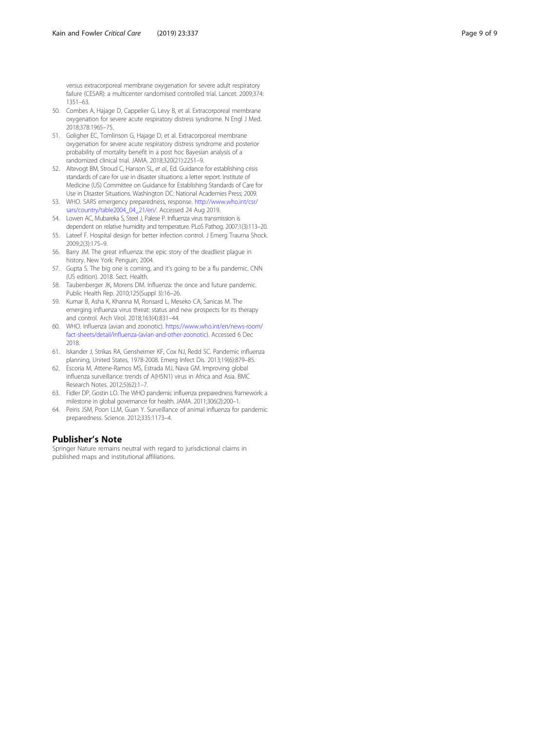versus extracorporeal membrane oxygenation for severe adult respiratory failure (CESAR): a multicenter randomised controlled trial. Lancet. 2009;374:1351–63.

50. Combes A, Hajage D, Cappelier G, Levy B, et al. Extracorporeal membrane oxygenation for severe acute respiratory distress syndrome. N Engl J Med. 2018;378:1965–75.
51. Goligher EC, Tomlinson G, Hajage D, et al. Extracorporeal membrane oxygenation for severe acute respiratory distress syndrome and posterior probability of mortality benefit in a post hoc Bayesian analysis of a randomized clinical trial. JAMA. 2018;320(21):2251–9.
52. Altevogt BM, Stroud C, Hanson SL, *et al.*, Ed. Guidance for establishing crisis standards of care for use in disaster situations: a letter report. Institute of Medicine (US) Committee on Guidance for Establishing Standards of Care for Use in Disaster Situations. Washington DC: National Academies Press; 2009.
53. WHO. SARS emergency preparedness, response. http://www.who.int/csr/sars/country/table2004_04_21/en/. Accessed 24 Aug 2019.
54. Lowen AC, Mubareka S, Steel J, Palese P. Influenza virus transmission is dependent on relative humidity and temperature. PLoS Pathog. 2007;1(3):113–20.
55. Lateef F. Hospital design for better infection control. J Emerg Trauma Shock. 2009;2(3):175–9.
56. Barry JM. The great influenza: the epic story of the deadliest plague in history. New York: Penguin; 2004.
57. Gupta S. The big one is coming, and it's going to be a flu pandemic. CNN (US edition). 2018. Sect. Health.
58. Taubenberger JK, Morens DM. Influenza: the once and future pandemic. Public Health Rep. 2010;125(Suppl 3):16–26.
59. Kumar B, Asha K, Khanna M, Ronsard L, Meseko CA, Sanicas M. The emerging influenza virus threat: status and new prospects for its therapy and control. Arch Virol. 2018;163(4):831–44.
60. WHO. Influenza (avian and zoonotic). https://www.who.int/en/news-room/fact-sheets/detail/influenza-(avian-and-other-zoonotic). Accessed 6 Dec 2018.
61. Iskander J, Strikas RA, Gensheimer KF, Cox NJ, Redd SC. Pandemic influenza planning, United States, 1978-2008. Emerg Infect Dis. 2013;19(6):879–85.
62. Escoria M, Attene-Ramos MS, Estrada MJ, Nava GM. Improving global influenza surveillance: trends of A(H5N1) virus in Africa and Asia. BMC Research Notes. 2012;5(62):1–7.
63. Fidler DP, Gostin LO. The WHO pandemic influenza preparedness framework: a milestone in global governance for health. JAMA. 2011;306(2):200–1.
64. Peiris JSM, Poon LLM, Guan Y. Surveillance of animal influenza for pandemic preparedness. Science. 2012;335:1173–4.

## Publisher's Note

Springer Nature remains neutral with regard to jurisdictional claims in published maps and institutional affiliations.